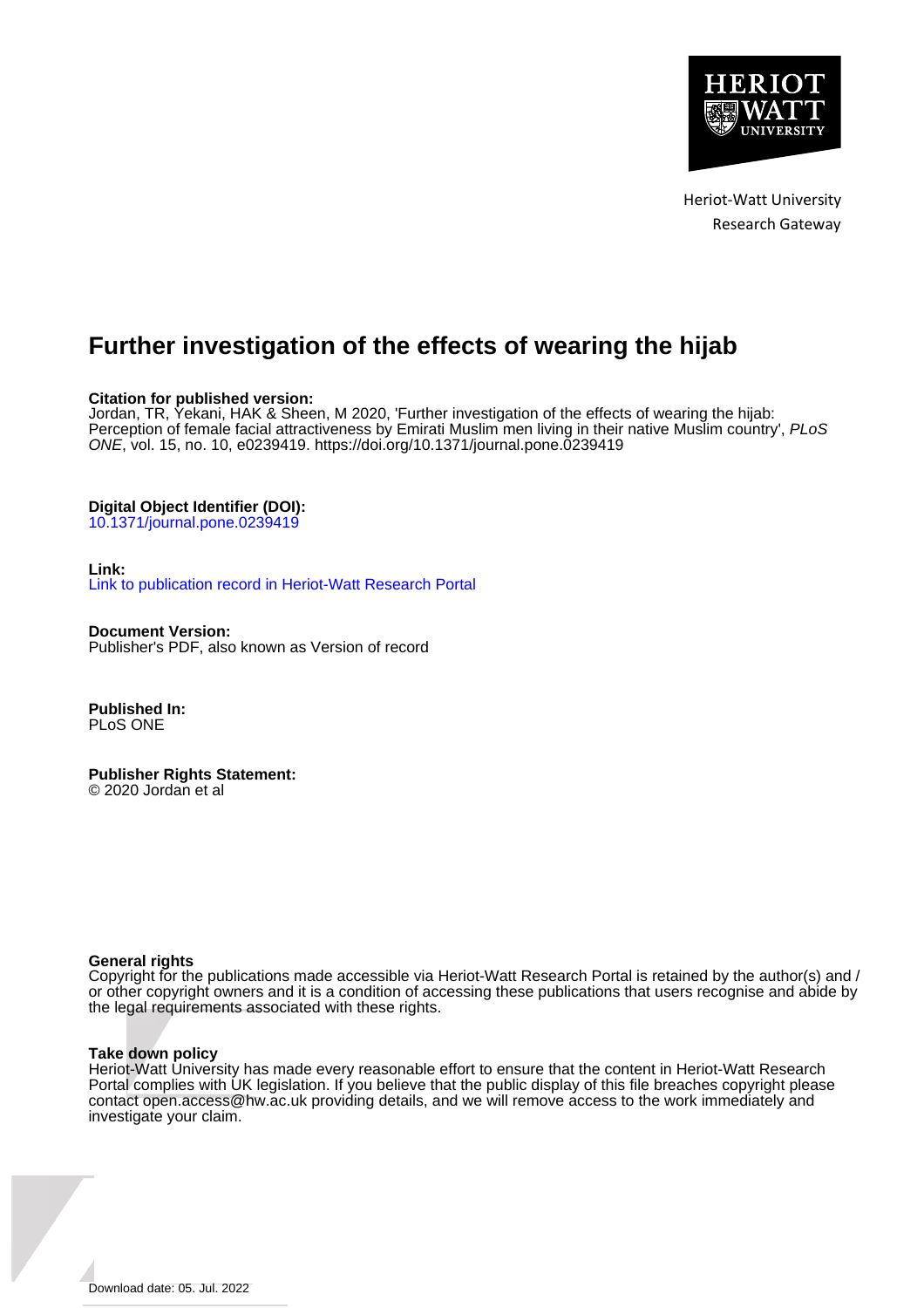Heriot-Watt University
Research Gateway

# Further investigation of the effects of wearing the hijab

**Citation for published version:**
Jordan, TR, Yekani, HAK & Sheen, M 2020, 'Further investigation of the effects of wearing the hijab: Perception of female facial attractiveness by Emirati Muslim men living in their native Muslim country', *PLoS ONE*, vol. 15, no. 10, e0239419. https://doi.org/10.1371/journal.pone.0239419

**Digital Object Identifier (DOI):**
10.1371/journal.pone.0239419

**Link:**
Link to publication record in Heriot-Watt Research Portal

**Document Version:**
Publisher's PDF, also known as Version of record

**Published In:**
PLoS ONE

**Publisher Rights Statement:**
© 2020 Jordan et al

**General rights**
Copyright for the publications made accessible via Heriot-Watt Research Portal is retained by the author(s) and / or other copyright owners and it is a condition of accessing these publications that users recognise and abide by the legal requirements associated with these rights.

**Take down policy**
Heriot-Watt University has made every reasonable effort to ensure that the content in Heriot-Watt Research Portal complies with UK legislation. If you believe that the public display of this file breaches copyright please contact open.access@hw.ac.uk providing details, and we will remove access to the work immediately and investigate your claim.

Download date: 05. Jul. 2022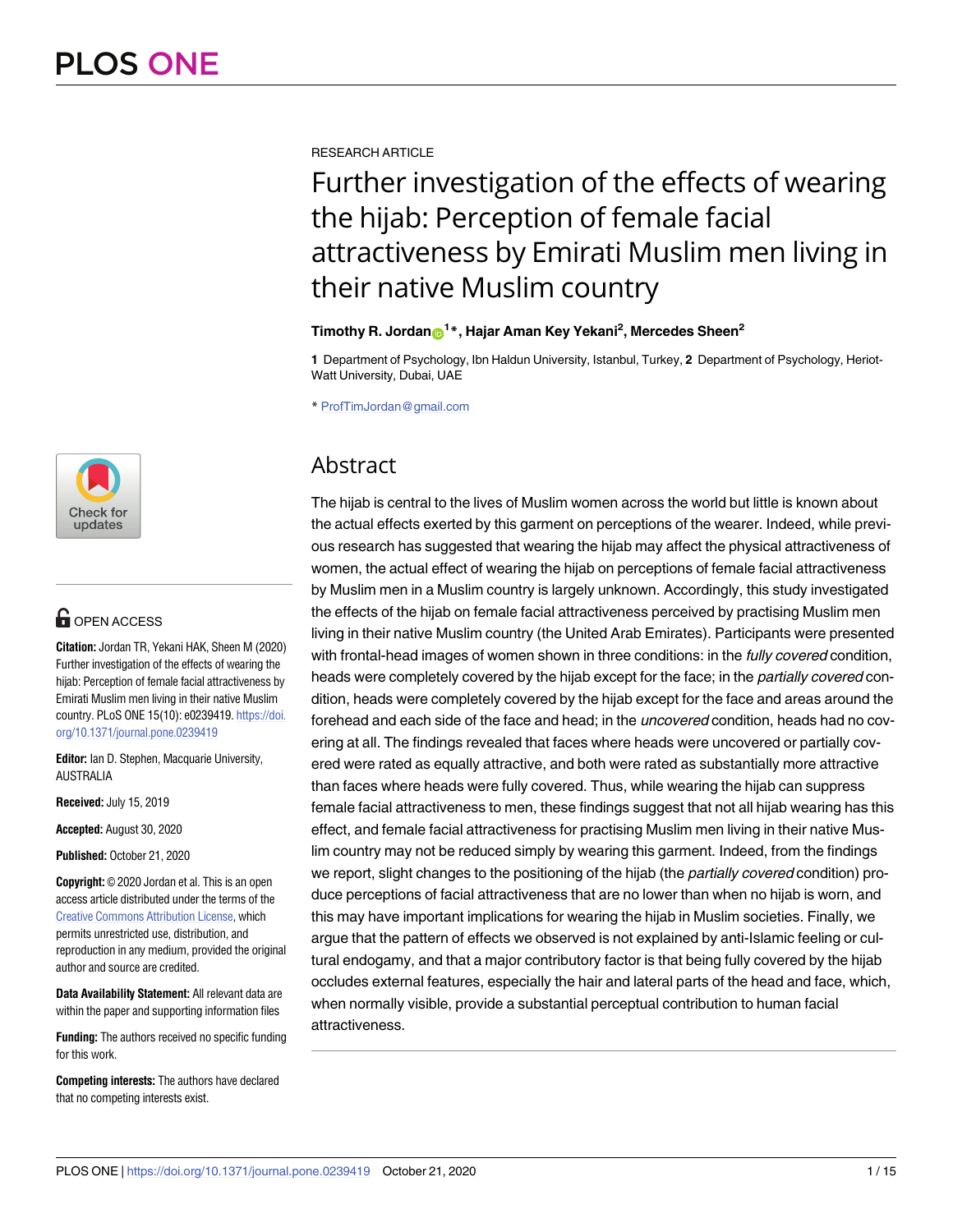RESEARCH ARTICLE

# Further investigation of the effects of wearing the hijab: Perception of female facial attractiveness by Emirati Muslim men living in their native Muslim country

**Timothy R. Jordan[1]*, Hajar Aman Key Yekani[2], Mercedes Sheen[2]**

**1** Department of Psychology, Ibn Haldun University, Istanbul, Turkey, **2** Department of Psychology, Heriot-Watt University, Dubai, UAE

* ProfTimJordan@gmail.com

## Abstract

The hijab is central to the lives of Muslim women across the world but little is known about the actual effects exerted by this garment on perceptions of the wearer. Indeed, while previous research has suggested that wearing the hijab may affect the physical attractiveness of women, the actual effect of wearing the hijab on perceptions of female facial attractiveness by Muslim men in a Muslim country is largely unknown. Accordingly, this study investigated the effects of the hijab on female facial attractiveness perceived by practising Muslim men living in their native Muslim country (the United Arab Emirates). Participants were presented with frontal-head images of women shown in three conditions: in the *fully covered* condition, heads were completely covered by the hijab except for the face; in the *partially covered* condition, heads were completely covered by the hijab except for the face and areas around the forehead and each side of the face and head; in the *uncovered* condition, heads had no covering at all. The findings revealed that faces where heads were uncovered or partially covered were rated as equally attractive, and both were rated as substantially more attractive than faces where heads were fully covered. Thus, while wearing the hijab can suppress female facial attractiveness to men, these findings suggest that not all hijab wearing has this effect, and female facial attractiveness for practising Muslim men living in their native Muslim country may not be reduced simply by wearing this garment. Indeed, from the findings we report, slight changes to the positioning of the hijab (the *partially covered* condition) produce perceptions of facial attractiveness that are no lower than when no hijab is worn, and this may have important implications for wearing the hijab in Muslim societies. Finally, we argue that the pattern of effects we observed is not explained by anti-Islamic feeling or cultural endogamy, and that a major contributory factor is that being fully covered by the hijab occludes external features, especially the hair and lateral parts of the head and face, which, when normally visible, provide a substantial perceptual contribution to human facial attractiveness.

OPEN ACCESS

**Citation:** Jordan TR, Yekani HAK, Sheen M (2020) Further investigation of the effects of wearing the hijab: Perception of female facial attractiveness by Emirati Muslim men living in their native Muslim country. PLoS ONE 15(10): e0239419. https://doi.org/10.1371/journal.pone.0239419

**Editor:** Ian D. Stephen, Macquarie University, AUSTRALIA

**Received:** July 15, 2019

**Accepted:** August 30, 2020

**Published:** October 21, 2020

**Copyright:** © 2020 Jordan et al. This is an open access article distributed under the terms of the Creative Commons Attribution License, which permits unrestricted use, distribution, and reproduction in any medium, provided the original author and source are credited.

**Data Availability Statement:** All relevant data are within the paper and supporting information files

**Funding:** The authors received no specific funding for this work.

**Competing interests:** The authors have declared that no competing interests exist.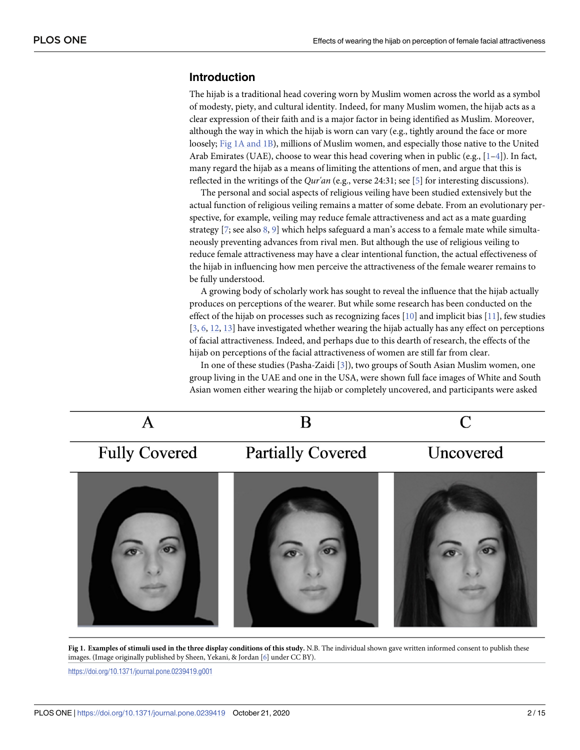## Introduction

The hijab is a traditional head covering worn by Muslim women across the world as a symbol of modesty, piety, and cultural identity. Indeed, for many Muslim women, the hijab acts as a clear expression of their faith and is a major factor in being identified as Muslim. Moreover, although the way in which the hijab is worn can vary (e.g., tightly around the face or more loosely; Fig 1A and 1B), millions of Muslim women, and especially those native to the United Arab Emirates (UAE), choose to wear this head covering when in public (e.g., [1–4]). In fact, many regard the hijab as a means of limiting the attentions of men, and argue that this is reflected in the writings of the *Qur'an* (e.g., verse 24:31; see [5] for interesting discussions).

The personal and social aspects of religious veiling have been studied extensively but the actual function of religious veiling remains a matter of some debate. From an evolutionary perspective, for example, veiling may reduce female attractiveness and act as a mate guarding strategy [7; see also 8, 9] which helps safeguard a man's access to a female mate while simultaneously preventing advances from rival men. But although the use of religious veiling to reduce female attractiveness may have a clear intentional function, the actual effectiveness of the hijab in influencing how men perceive the attractiveness of the female wearer remains to be fully understood.

A growing body of scholarly work has sought to reveal the influence that the hijab actually produces on perceptions of the wearer. But while some research has been conducted on the effect of the hijab on processes such as recognizing faces [10] and implicit bias [11], few studies [3, 6, 12, 13] have investigated whether wearing the hijab actually has any effect on perceptions of facial attractiveness. Indeed, and perhaps due to this dearth of research, the effects of the hijab on perceptions of the facial attractiveness of women are still far from clear.

In one of these studies (Pasha-Zaidi [3]), two groups of South Asian Muslim women, one group living in the UAE and one in the USA, were shown full face images of White and South Asian women either wearing the hijab or completely uncovered, and participants were asked

A
Fully Covered

B
Partially Covered

C
Uncovered

**Fig 1. Examples of stimuli used in the three display conditions of this study.** N.B. The individual shown gave written informed consent to publish these images. (Image originally published by Sheen, Yekani, & Jordan [6] under CC BY).

https://doi.org/10.1371/journal.pone.0239419.g001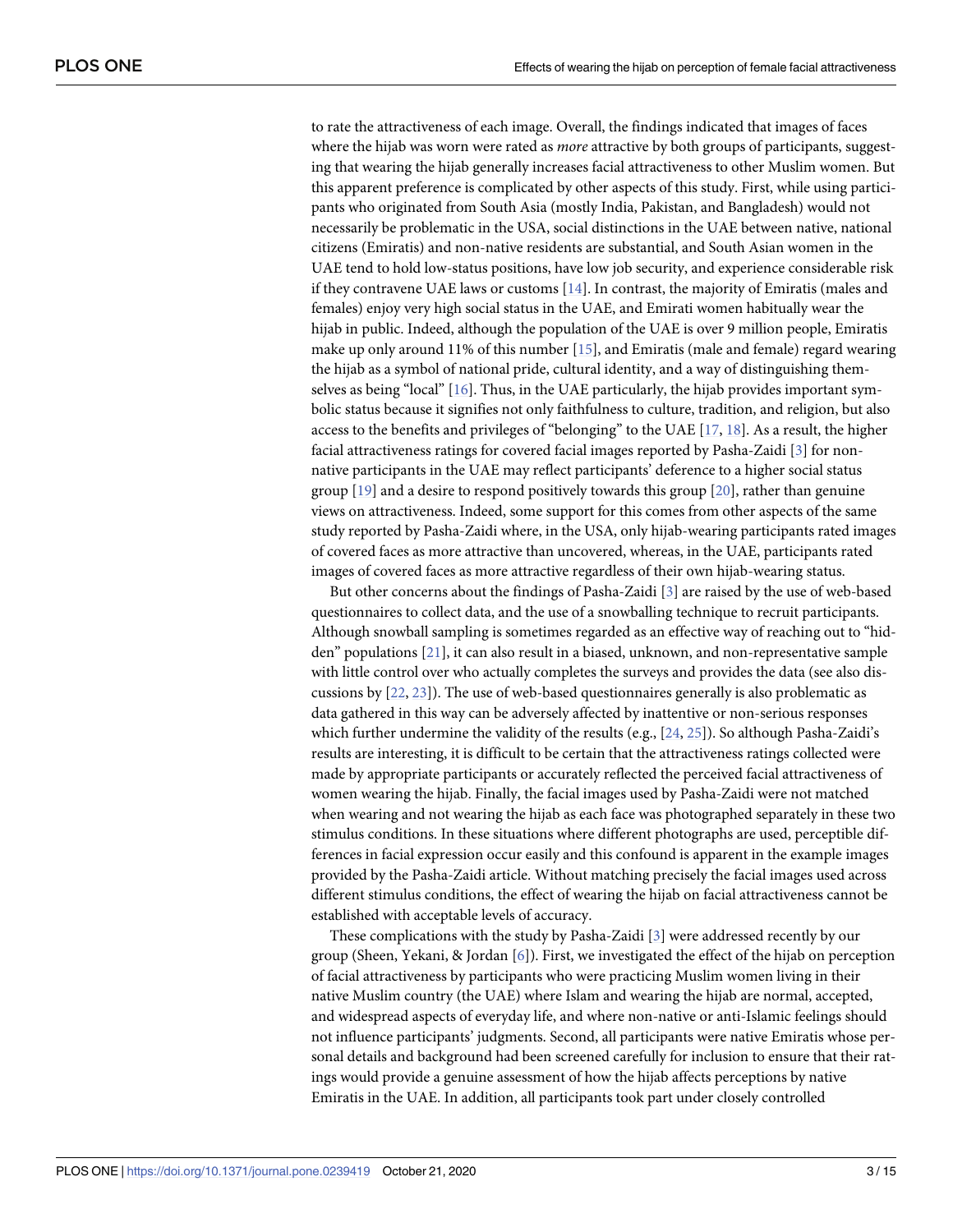to rate the attractiveness of each image. Overall, the findings indicated that images of faces where the hijab was worn were rated as *more* attractive by both groups of participants, suggesting that wearing the hijab generally increases facial attractiveness to other Muslim women. But this apparent preference is complicated by other aspects of this study. First, while using participants who originated from South Asia (mostly India, Pakistan, and Bangladesh) would not necessarily be problematic in the USA, social distinctions in the UAE between native, national citizens (Emiratis) and non-native residents are substantial, and South Asian women in the UAE tend to hold low-status positions, have low job security, and experience considerable risk if they contravene UAE laws or customs [14]. In contrast, the majority of Emiratis (males and females) enjoy very high social status in the UAE, and Emirati women habitually wear the hijab in public. Indeed, although the population of the UAE is over 9 million people, Emiratis make up only around 11% of this number [15], and Emiratis (male and female) regard wearing the hijab as a symbol of national pride, cultural identity, and a way of distinguishing themselves as being "local" [16]. Thus, in the UAE particularly, the hijab provides important symbolic status because it signifies not only faithfulness to culture, tradition, and religion, but also access to the benefits and privileges of "belonging" to the UAE [17, 18]. As a result, the higher facial attractiveness ratings for covered facial images reported by Pasha-Zaidi [3] for non-native participants in the UAE may reflect participants' deference to a higher social status group [19] and a desire to respond positively towards this group [20], rather than genuine views on attractiveness. Indeed, some support for this comes from other aspects of this same study reported by Pasha-Zaidi where, in the USA, only hijab-wearing participants rated images of covered faces as more attractive than uncovered, whereas, in the UAE, participants rated images of covered faces as more attractive regardless of their own hijab-wearing status.

But other concerns about the findings of Pasha-Zaidi [3] are raised by the use of web-based questionnaires to collect data, and the use of a snowballing technique to recruit participants. Although snowball sampling is sometimes regarded as an effective way of reaching out to "hidden" populations [21], it can also result in a biased, unknown, and non-representative sample with little control over who actually completes the surveys and provides the data (see also discussions by [22, 23]). The use of web-based questionnaires generally is also problematic as data gathered in this way can be adversely affected by inattentive or non-serious responses which further undermine the validity of the results (e.g., [24, 25]). So although Pasha-Zaidi's results are interesting, it is difficult to be certain that the attractiveness ratings collected were made by appropriate participants or accurately reflected the perceived facial attractiveness of women wearing the hijab. Finally, the facial images used by Pasha-Zaidi were not matched when wearing and not wearing the hijab as each face was photographed separately in these two stimulus conditions. In these situations where different photographs are used, perceptible differences in facial expression occur easily and this confound is apparent in the example images provided by the Pasha-Zaidi article. Without matching precisely the facial images used across different stimulus conditions, the effect of wearing the hijab on facial attractiveness cannot be established with acceptable levels of accuracy.

These complications with the study by Pasha-Zaidi [3] were addressed recently by our group (Sheen, Yekani, & Jordan [6]). First, we investigated the effect of the hijab on perception of facial attractiveness by participants who were practicing Muslim women living in their native Muslim country (the UAE) where Islam and wearing the hijab are normal, accepted, and widespread aspects of everyday life, and where non-native or anti-Islamic feelings should not influence participants' judgments. Second, all participants were native Emiratis whose personal details and background had been screened carefully for inclusion to ensure that their ratings would provide a genuine assessment of how the hijab affects perceptions by native Emiratis in the UAE. In addition, all participants took part under closely controlled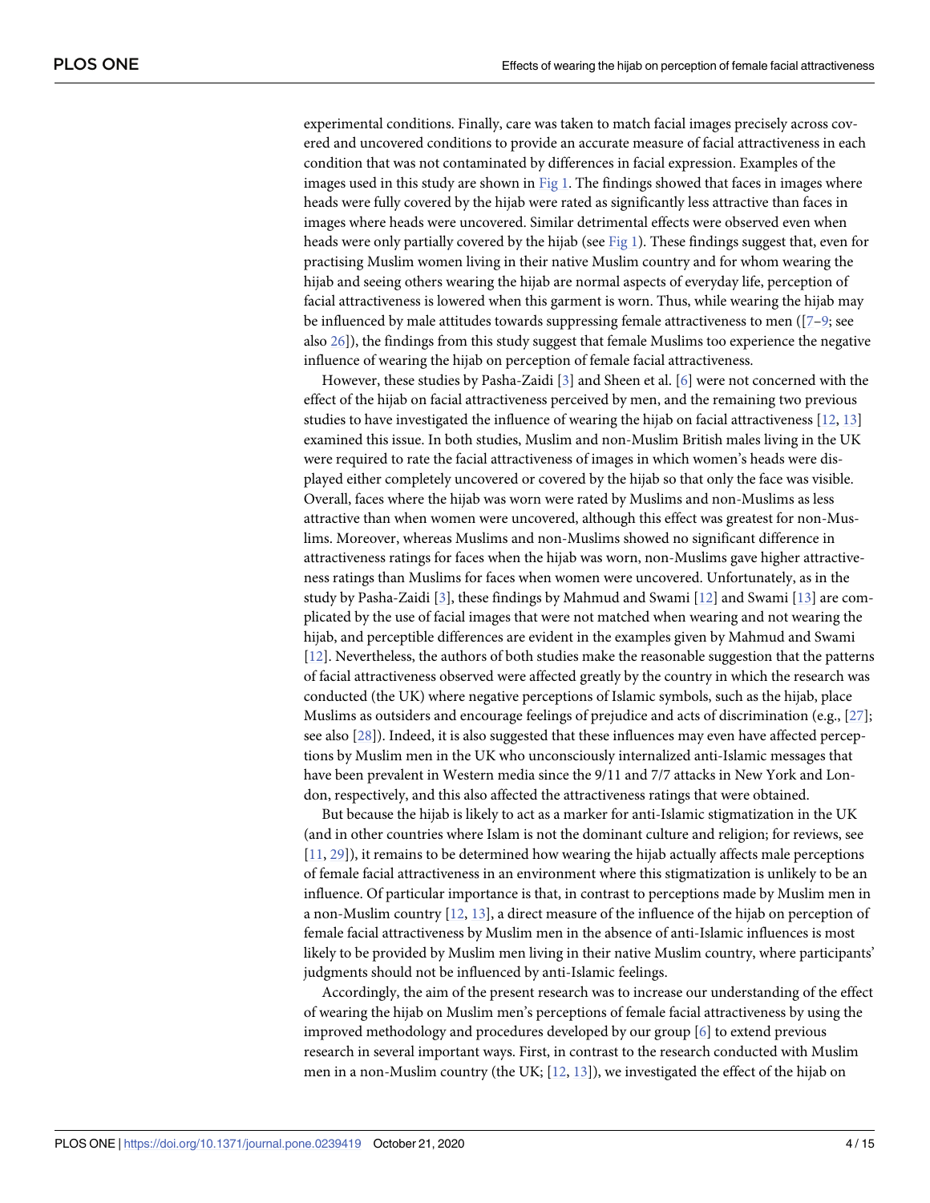experimental conditions. Finally, care was taken to match facial images precisely across covered and uncovered conditions to provide an accurate measure of facial attractiveness in each condition that was not contaminated by differences in facial expression. Examples of the images used in this study are shown in Fig 1. The findings showed that faces in images where heads were fully covered by the hijab were rated as significantly less attractive than faces in images where heads were uncovered. Similar detrimental effects were observed even when heads were only partially covered by the hijab (see Fig 1). These findings suggest that, even for practising Muslim women living in their native Muslim country and for whom wearing the hijab and seeing others wearing the hijab are normal aspects of everyday life, perception of facial attractiveness is lowered when this garment is worn. Thus, while wearing the hijab may be influenced by male attitudes towards suppressing female attractiveness to men ([7–9; see also 26]), the findings from this study suggest that female Muslims too experience the negative influence of wearing the hijab on perception of female facial attractiveness.

However, these studies by Pasha-Zaidi [3] and Sheen et al. [6] were not concerned with the effect of the hijab on facial attractiveness perceived by men, and the remaining two previous studies to have investigated the influence of wearing the hijab on facial attractiveness [12, 13] examined this issue. In both studies, Muslim and non-Muslim British males living in the UK were required to rate the facial attractiveness of images in which women's heads were displayed either completely uncovered or covered by the hijab so that only the face was visible. Overall, faces where the hijab was worn were rated by Muslims and non-Muslims as less attractive than when women were uncovered, although this effect was greatest for non-Muslims. Moreover, whereas Muslims and non-Muslims showed no significant difference in attractiveness ratings for faces when the hijab was worn, non-Muslims gave higher attractiveness ratings than Muslims for faces when women were uncovered. Unfortunately, as in the study by Pasha-Zaidi [3], these findings by Mahmud and Swami [12] and Swami [13] are complicated by the use of facial images that were not matched when wearing and not wearing the hijab, and perceptible differences are evident in the examples given by Mahmud and Swami [12]. Nevertheless, the authors of both studies make the reasonable suggestion that the patterns of facial attractiveness observed were affected greatly by the country in which the research was conducted (the UK) where negative perceptions of Islamic symbols, such as the hijab, place Muslims as outsiders and encourage feelings of prejudice and acts of discrimination (e.g., [27]; see also [28]). Indeed, it is also suggested that these influences may even have affected perceptions by Muslim men in the UK who unconsciously internalized anti-Islamic messages that have been prevalent in Western media since the 9/11 and 7/7 attacks in New York and London, respectively, and this also affected the attractiveness ratings that were obtained.

But because the hijab is likely to act as a marker for anti-Islamic stigmatization in the UK (and in other countries where Islam is not the dominant culture and religion; for reviews, see [11, 29]), it remains to be determined how wearing the hijab actually affects male perceptions of female facial attractiveness in an environment where this stigmatization is unlikely to be an influence. Of particular importance is that, in contrast to perceptions made by Muslim men in a non-Muslim country [12, 13], a direct measure of the influence of the hijab on perception of female facial attractiveness by Muslim men in the absence of anti-Islamic influences is most likely to be provided by Muslim men living in their native Muslim country, where participants' judgments should not be influenced by anti-Islamic feelings.

Accordingly, the aim of the present research was to increase our understanding of the effect of wearing the hijab on Muslim men's perceptions of female facial attractiveness by using the improved methodology and procedures developed by our group [6] to extend previous research in several important ways. First, in contrast to the research conducted with Muslim men in a non-Muslim country (the UK; [12, 13]), we investigated the effect of the hijab on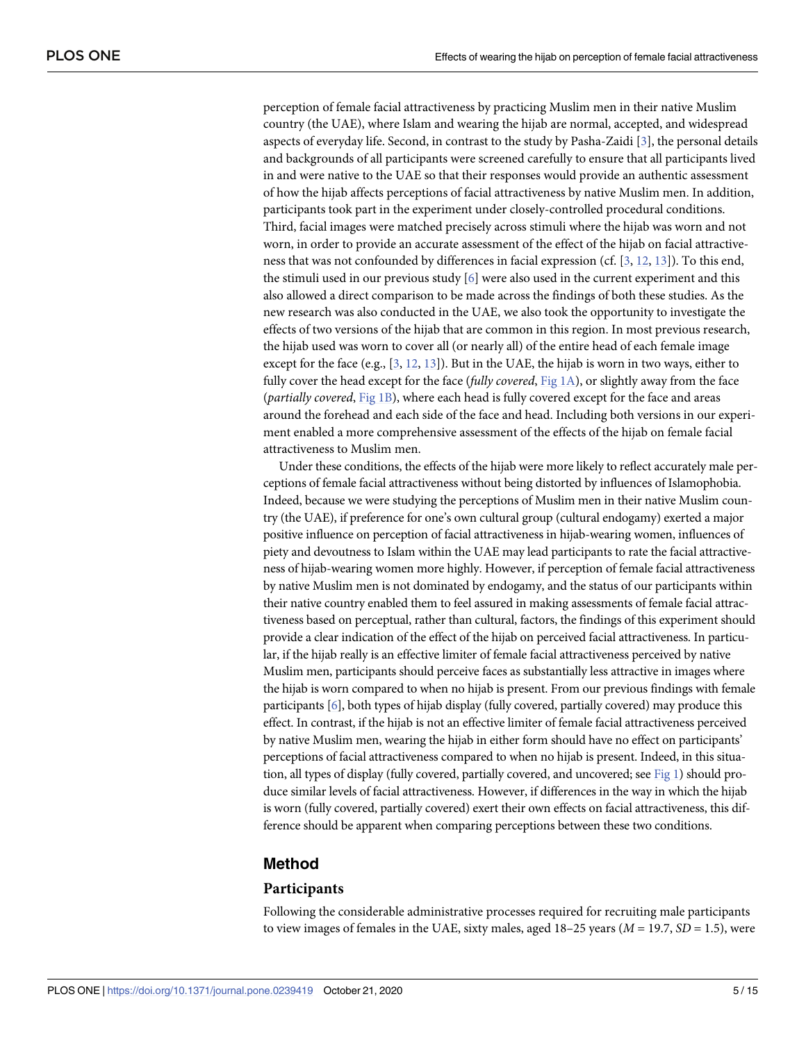perception of female facial attractiveness by practicing Muslim men in their native Muslim country (the UAE), where Islam and wearing the hijab are normal, accepted, and widespread aspects of everyday life. Second, in contrast to the study by Pasha-Zaidi [3], the personal details and backgrounds of all participants were screened carefully to ensure that all participants lived in and were native to the UAE so that their responses would provide an authentic assessment of how the hijab affects perceptions of facial attractiveness by native Muslim men. In addition, participants took part in the experiment under closely-controlled procedural conditions. Third, facial images were matched precisely across stimuli where the hijab was worn and not worn, in order to provide an accurate assessment of the effect of the hijab on facial attractiveness that was not confounded by differences in facial expression (cf. [3, 12, 13]). To this end, the stimuli used in our previous study [6] were also used in the current experiment and this also allowed a direct comparison to be made across the findings of both these studies. As the new research was also conducted in the UAE, we also took the opportunity to investigate the effects of two versions of the hijab that are common in this region. In most previous research, the hijab used was worn to cover all (or nearly all) of the entire head of each female image except for the face (e.g., [3, 12, 13]). But in the UAE, the hijab is worn in two ways, either to fully cover the head except for the face (*fully covered*, Fig 1A), or slightly away from the face (*partially covered*, Fig 1B), where each head is fully covered except for the face and areas around the forehead and each side of the face and head. Including both versions in our experiment enabled a more comprehensive assessment of the effects of the hijab on female facial attractiveness to Muslim men.

Under these conditions, the effects of the hijab were more likely to reflect accurately male perceptions of female facial attractiveness without being distorted by influences of Islamophobia. Indeed, because we were studying the perceptions of Muslim men in their native Muslim country (the UAE), if preference for one's own cultural group (cultural endogamy) exerted a major positive influence on perception of facial attractiveness in hijab-wearing women, influences of piety and devoutness to Islam within the UAE may lead participants to rate the facial attractiveness of hijab-wearing women more highly. However, if perception of female facial attractiveness by native Muslim men is not dominated by endogamy, and the status of our participants within their native country enabled them to feel assured in making assessments of female facial attractiveness based on perceptual, rather than cultural, factors, the findings of this experiment should provide a clear indication of the effect of the hijab on perceived facial attractiveness. In particular, if the hijab really is an effective limiter of female facial attractiveness perceived by native Muslim men, participants should perceive faces as substantially less attractive in images where the hijab is worn compared to when no hijab is present. From our previous findings with female participants [6], both types of hijab display (fully covered, partially covered) may produce this effect. In contrast, if the hijab is not an effective limiter of female facial attractiveness perceived by native Muslim men, wearing the hijab in either form should have no effect on participants' perceptions of facial attractiveness compared to when no hijab is present. Indeed, in this situation, all types of display (fully covered, partially covered, and uncovered; see Fig 1) should produce similar levels of facial attractiveness. However, if differences in the way in which the hijab is worn (fully covered, partially covered) exert their own effects on facial attractiveness, this difference should be apparent when comparing perceptions between these two conditions.

## Method

### Participants

Following the considerable administrative processes required for recruiting male participants to view images of females in the UAE, sixty males, aged 18–25 years ($M = 19.7$, $SD = 1.5$), were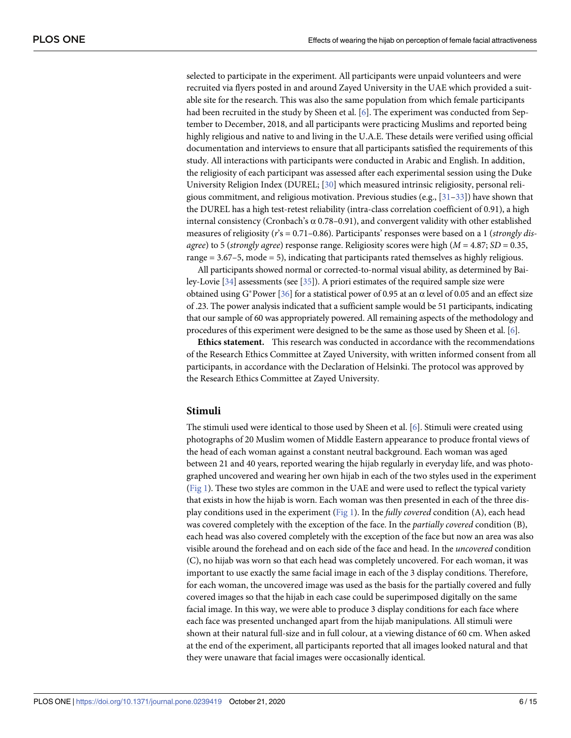selected to participate in the experiment. All participants were unpaid volunteers and were recruited via flyers posted in and around Zayed University in the UAE which provided a suitable site for the research. This was also the same population from which female participants had been recruited in the study by Sheen et al. [6]. The experiment was conducted from September to December, 2018, and all participants were practicing Muslims and reported being highly religious and native to and living in the U.A.E. These details were verified using official documentation and interviews to ensure that all participants satisfied the requirements of this study. All interactions with participants were conducted in Arabic and English. In addition, the religiosity of each participant was assessed after each experimental session using the Duke University Religion Index (DUREL; [30] which measured intrinsic religiosity, personal religious commitment, and religious motivation. Previous studies (e.g., [31–33]) have shown that the DUREL has a high test-retest reliability (intra-class correlation coefficient of 0.91), a high internal consistency (Cronbach's $\alpha$ 0.78–0.91), and convergent validity with other established measures of religiosity ($r$'s = 0.71–0.86). Participants' responses were based on a 1 (*strongly disagree*) to 5 (*strongly agree*) response range. Religiosity scores were high ($M = 4.87$; $SD = 0.35$, range = 3.67–5, mode = 5), indicating that participants rated themselves as highly religious.

All participants showed normal or corrected-to-normal visual ability, as determined by Bailey-Lovie [34] assessments (see [35]). A priori estimates of the required sample size were obtained using G*Power [36] for a statistical power of 0.95 at an $\alpha$ level of 0.05 and an effect size of .23. The power analysis indicated that a sufficient sample would be 51 participants, indicating that our sample of 60 was appropriately powered. All remaining aspects of the methodology and procedures of this experiment were designed to be the same as those used by Sheen et al. [6].

**Ethics statement.** This research was conducted in accordance with the recommendations of the Research Ethics Committee at Zayed University, with written informed consent from all participants, in accordance with the Declaration of Helsinki. The protocol was approved by the Research Ethics Committee at Zayed University.

## Stimuli

The stimuli used were identical to those used by Sheen et al. [6]. Stimuli were created using photographs of 20 Muslim women of Middle Eastern appearance to produce frontal views of the head of each woman against a constant neutral background. Each woman was aged between 21 and 40 years, reported wearing the hijab regularly in everyday life, and was photographed uncovered and wearing her own hijab in each of the two styles used in the experiment (Fig 1). These two styles are common in the UAE and were used to reflect the typical variety that exists in how the hijab is worn. Each woman was then presented in each of the three display conditions used in the experiment (Fig 1). In the *fully covered* condition (A), each head was covered completely with the exception of the face. In the *partially covered* condition (B), each head was also covered completely with the exception of the face but now an area was also visible around the forehead and on each side of the face and head. In the *uncovered* condition (C), no hijab was worn so that each head was completely uncovered. For each woman, it was important to use exactly the same facial image in each of the 3 display conditions. Therefore, for each woman, the uncovered image was used as the basis for the partially covered and fully covered images so that the hijab in each case could be superimposed digitally on the same facial image. In this way, we were able to produce 3 display conditions for each face where each face was presented unchanged apart from the hijab manipulations. All stimuli were shown at their natural full-size and in full colour, at a viewing distance of 60 cm. When asked at the end of the experiment, all participants reported that all images looked natural and that they were unaware that facial images were occasionally identical.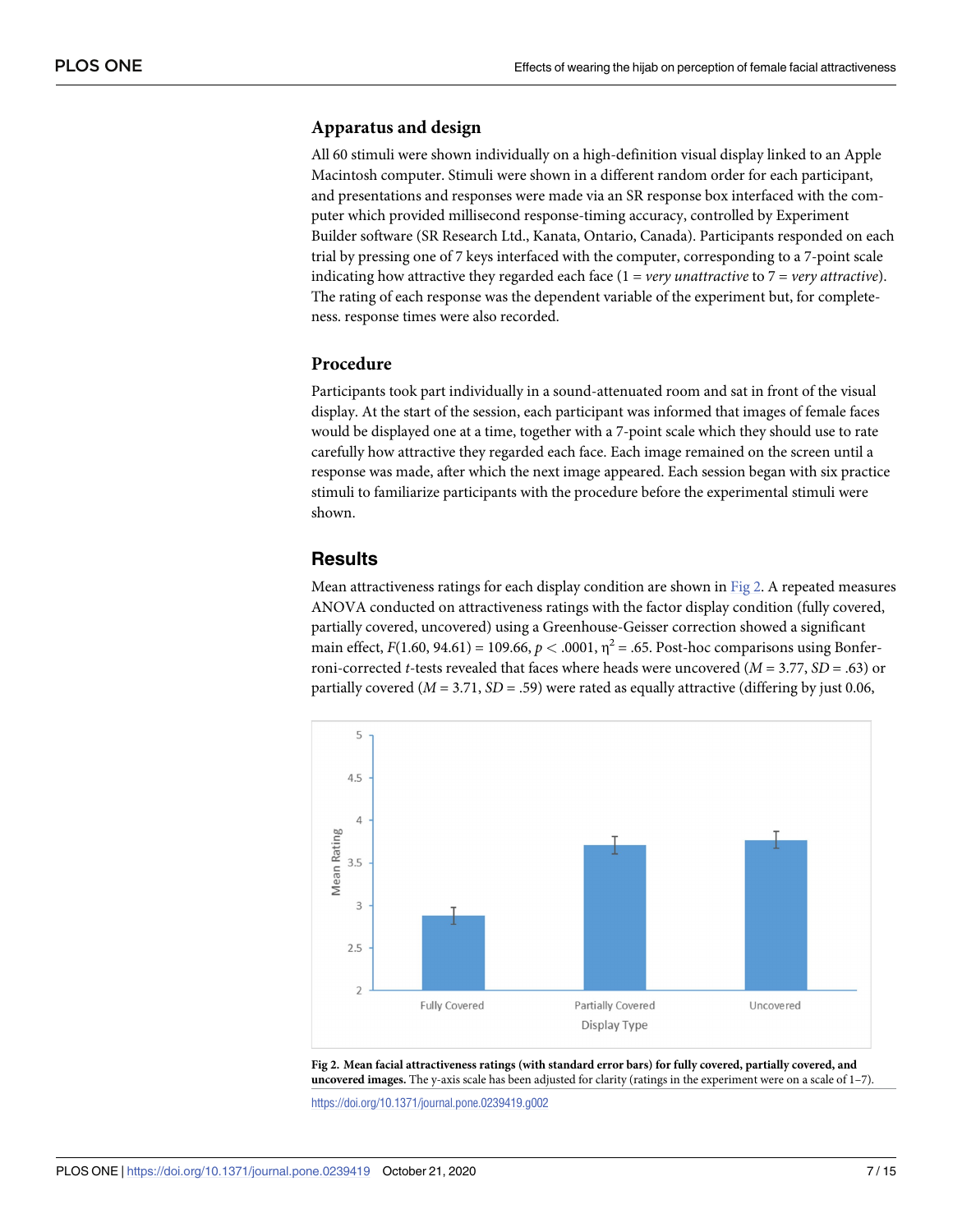### Apparatus and design

All 60 stimuli were shown individually on a high-definition visual display linked to an Apple Macintosh computer. Stimuli were shown in a different random order for each participant, and presentations and responses were made via an SR response box interfaced with the computer which provided millisecond response-timing accuracy, controlled by Experiment Builder software (SR Research Ltd., Kanata, Ontario, Canada). Participants responded on each trial by pressing one of 7 keys interfaced with the computer, corresponding to a 7-point scale indicating how attractive they regarded each face (1 = *very unattractive* to 7 = *very attractive*). The rating of each response was the dependent variable of the experiment but, for completeness. response times were also recorded.

### Procedure

Participants took part individually in a sound-attenuated room and sat in front of the visual display. At the start of the session, each participant was informed that images of female faces would be displayed one at a time, together with a 7-point scale which they should use to rate carefully how attractive they regarded each face. Each image remained on the screen until a response was made, after which the next image appeared. Each session began with six practice stimuli to familiarize participants with the procedure before the experimental stimuli were shown.

## Results

Mean attractiveness ratings for each display condition are shown in Fig 2. A repeated measures ANOVA conducted on attractiveness ratings with the factor display condition (fully covered, partially covered, uncovered) using a Greenhouse-Geisser correction showed a significant main effect, $F(1.60, 94.61) = 109.66$, $p < .0001$, $\eta^2 = .65$. Post-hoc comparisons using Bonferroni-corrected *t*-tests revealed that faces where heads were uncovered ($M = 3.77$, $SD = .63$) or partially covered ($M = 3.71$, $SD = .59$) were rated as equally attractive (differing by just 0.06,

Mean Rating

5
4.5
4
3.5
3
2.5
2

Fully Covered
Partially Covered
Uncovered

Display Type

**Fig 2. Mean facial attractiveness ratings (with standard error bars) for fully covered, partially covered, and uncovered images.** The y-axis scale has been adjusted for clarity (ratings in the experiment were on a scale of 1–7).

https://doi.org/10.1371/journal.pone.0239419.g002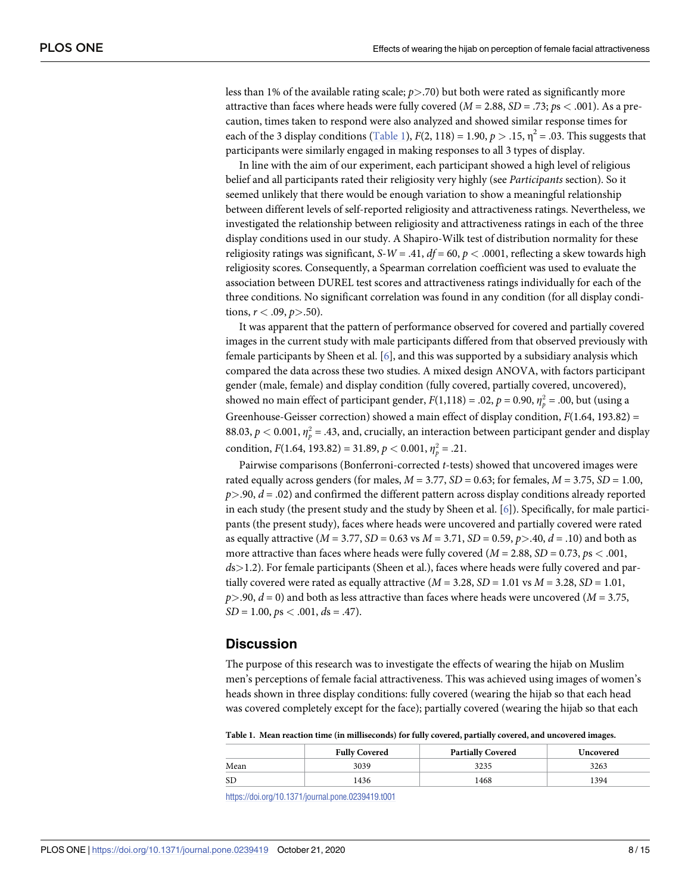less than 1% of the available rating scale; $p > .70$) but both were rated as significantly more attractive than faces where heads were fully covered ($M = 2.88$, $SD = .73$; $ps < .001$). As a precaution, times taken to respond were also analyzed and showed similar response times for each of the 3 display conditions (Table 1), $F(2, 118) = 1.90$, $p > .15$, $\eta^2 = .03$. This suggests that participants were similarly engaged in making responses to all 3 types of display.

In line with the aim of our experiment, each participant showed a high level of religious belief and all participants rated their religiosity very highly (see *Participants* section). So it seemed unlikely that there would be enough variation to show a meaningful relationship between different levels of self-reported religiosity and attractiveness ratings. Nevertheless, we investigated the relationship between religiosity and attractiveness ratings in each of the three display conditions used in our study. A Shapiro-Wilk test of distribution normality for these religiosity ratings was significant, $S\text{-}W = .41$, $df = 60$, $p < .0001$, reflecting a skew towards high religiosity scores. Consequently, a Spearman correlation coefficient was used to evaluate the association between DUREL test scores and attractiveness ratings individually for each of the three conditions. No significant correlation was found in any condition (for all display conditions, $r < .09$, $p > .50$).

It was apparent that the pattern of performance observed for covered and partially covered images in the current study with male participants differed from that observed previously with female participants by Sheen et al. [6], and this was supported by a subsidiary analysis which compared the data across these two studies. A mixed design ANOVA, with factors participant gender (male, female) and display condition (fully covered, partially covered, uncovered), showed no main effect of participant gender, $F(1,118) = .02$, $p = 0.90$, $\eta_p^2 = .00$, but (using a Greenhouse-Geisser correction) showed a main effect of display condition, $F(1.64, 193.82) = 88.03$, $p < 0.001$, $\eta_p^2 = .43$, and, crucially, an interaction between participant gender and display condition, $F(1.64, 193.82) = 31.89$, $p < 0.001$, $\eta_p^2 = .21$.

Pairwise comparisons (Bonferroni-corrected *t*-tests) showed that uncovered images were rated equally across genders (for males, $M = 3.77$, $SD = 0.63$; for females, $M = 3.75$, $SD = 1.00$, $p > .90$, $d = .02$) and confirmed the different pattern across display conditions already reported in each study (the present study and the study by Sheen et al. [6]). Specifically, for male participants (the present study), faces where heads were uncovered and partially covered were rated as equally attractive ($M = 3.77$, $SD = 0.63$ vs $M = 3.71$, $SD = 0.59$, $p > .40$, $d = .10$) and both as more attractive than faces where heads were fully covered ($M = 2.88$, $SD = 0.73$, $ps < .001$, $ds > 1.2$). For female participants (Sheen et al.), faces where heads were fully covered and partially covered were rated as equally attractive ($M = 3.28$, $SD = 1.01$ vs $M = 3.28$, $SD = 1.01$, $p > .90$, $d = 0$) and both as less attractive than faces where heads were uncovered ($M = 3.75$, $SD = 1.00$, $ps < .001$, $ds = .47$).

## Discussion

The purpose of this research was to investigate the effects of wearing the hijab on Muslim men's perceptions of female facial attractiveness. This was achieved using images of women's heads shown in three display conditions: fully covered (wearing the hijab so that each head was covered completely except for the face); partially covered (wearing the hijab so that each

**Table 1. Mean reaction time (in milliseconds) for fully covered, partially covered, and uncovered images.**

| | Fully Covered | Partially Covered | Uncovered |
|---|---|---|---|
| Mean | 3039 | 3235 | 3263 |
| SD | 1436 | 1468 | 1394 |

https://doi.org/10.1371/journal.pone.0239419.t001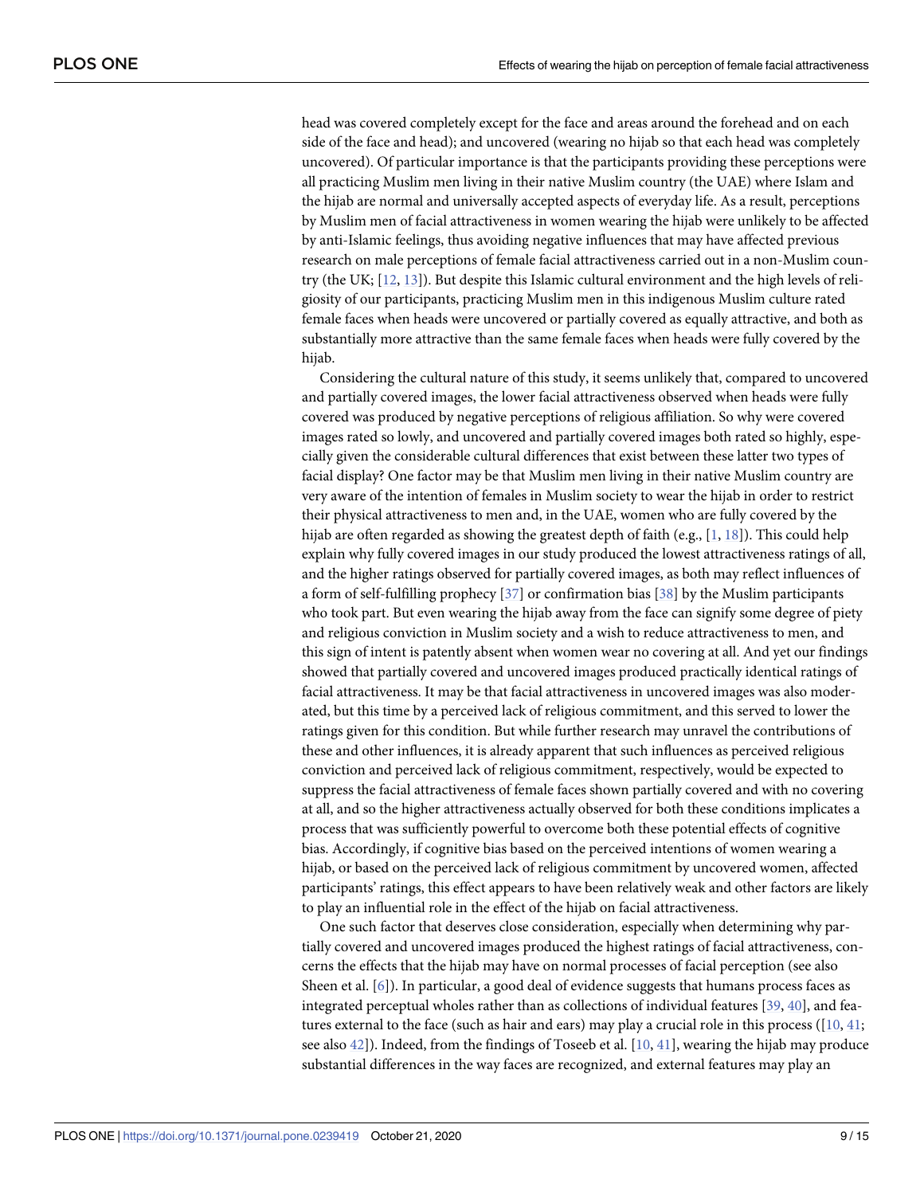head was covered completely except for the face and areas around the forehead and on each side of the face and head); and uncovered (wearing no hijab so that each head was completely uncovered). Of particular importance is that the participants providing these perceptions were all practicing Muslim men living in their native Muslim country (the UAE) where Islam and the hijab are normal and universally accepted aspects of everyday life. As a result, perceptions by Muslim men of facial attractiveness in women wearing the hijab were unlikely to be affected by anti-Islamic feelings, thus avoiding negative influences that may have affected previous research on male perceptions of female facial attractiveness carried out in a non-Muslim country (the UK; [12, 13]). But despite this Islamic cultural environment and the high levels of religiosity of our participants, practicing Muslim men in this indigenous Muslim culture rated female faces when heads were uncovered or partially covered as equally attractive, and both as substantially more attractive than the same female faces when heads were fully covered by the hijab.

Considering the cultural nature of this study, it seems unlikely that, compared to uncovered and partially covered images, the lower facial attractiveness observed when heads were fully covered was produced by negative perceptions of religious affiliation. So why were covered images rated so lowly, and uncovered and partially covered images both rated so highly, especially given the considerable cultural differences that exist between these latter two types of facial display? One factor may be that Muslim men living in their native Muslim country are very aware of the intention of females in Muslim society to wear the hijab in order to restrict their physical attractiveness to men and, in the UAE, women who are fully covered by the hijab are often regarded as showing the greatest depth of faith (e.g., [1, 18]). This could help explain why fully covered images in our study produced the lowest attractiveness ratings of all, and the higher ratings observed for partially covered images, as both may reflect influences of a form of self-fulfilling prophecy [37] or confirmation bias [38] by the Muslim participants who took part. But even wearing the hijab away from the face can signify some degree of piety and religious conviction in Muslim society and a wish to reduce attractiveness to men, and this sign of intent is patently absent when women wear no covering at all. And yet our findings showed that partially covered and uncovered images produced practically identical ratings of facial attractiveness. It may be that facial attractiveness in uncovered images was also moderated, but this time by a perceived lack of religious commitment, and this served to lower the ratings given for this condition. But while further research may unravel the contributions of these and other influences, it is already apparent that such influences as perceived religious conviction and perceived lack of religious commitment, respectively, would be expected to suppress the facial attractiveness of female faces shown partially covered and with no covering at all, and so the higher attractiveness actually observed for both these conditions implicates a process that was sufficiently powerful to overcome both these potential effects of cognitive bias. Accordingly, if cognitive bias based on the perceived intentions of women wearing a hijab, or based on the perceived lack of religious commitment by uncovered women, affected participants' ratings, this effect appears to have been relatively weak and other factors are likely to play an influential role in the effect of the hijab on facial attractiveness.

One such factor that deserves close consideration, especially when determining why partially covered and uncovered images produced the highest ratings of facial attractiveness, concerns the effects that the hijab may have on normal processes of facial perception (see also Sheen et al. [6]). In particular, a good deal of evidence suggests that humans process faces as integrated perceptual wholes rather than as collections of individual features [39, 40], and features external to the face (such as hair and ears) may play a crucial role in this process ([10, 41; see also 42]). Indeed, from the findings of Toseeb et al. [10, 41], wearing the hijab may produce substantial differences in the way faces are recognized, and external features may play an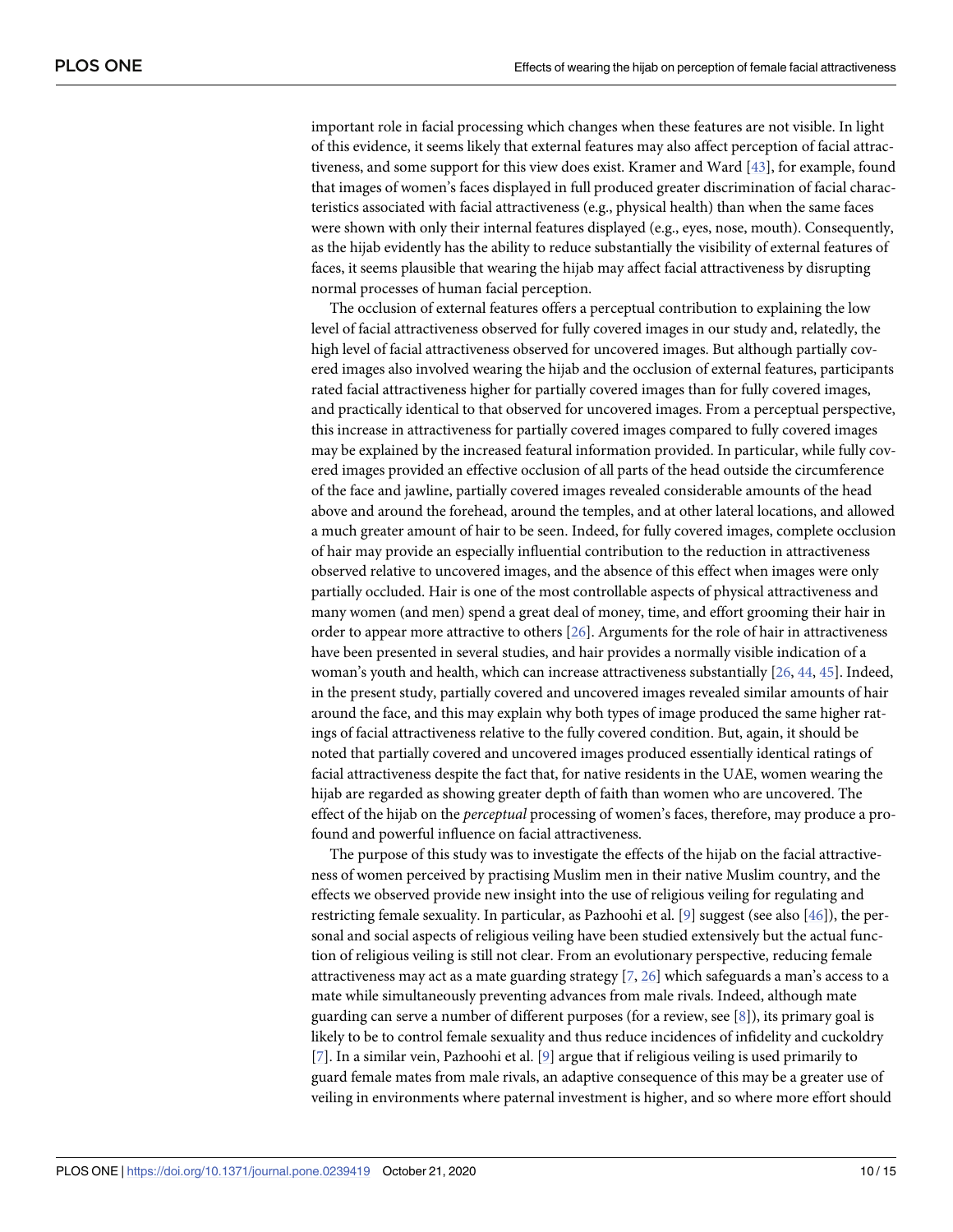important role in facial processing which changes when these features are not visible. In light of this evidence, it seems likely that external features may also affect perception of facial attractiveness, and some support for this view does exist. Kramer and Ward [43], for example, found that images of women's faces displayed in full produced greater discrimination of facial characteristics associated with facial attractiveness (e.g., physical health) than when the same faces were shown with only their internal features displayed (e.g., eyes, nose, mouth). Consequently, as the hijab evidently has the ability to reduce substantially the visibility of external features of faces, it seems plausible that wearing the hijab may affect facial attractiveness by disrupting normal processes of human facial perception.

The occlusion of external features offers a perceptual contribution to explaining the low level of facial attractiveness observed for fully covered images in our study and, relatedly, the high level of facial attractiveness observed for uncovered images. But although partially covered images also involved wearing the hijab and the occlusion of external features, participants rated facial attractiveness higher for partially covered images than for fully covered images, and practically identical to that observed for uncovered images. From a perceptual perspective, this increase in attractiveness for partially covered images compared to fully covered images may be explained by the increased featural information provided. In particular, while fully covered images provided an effective occlusion of all parts of the head outside the circumference of the face and jawline, partially covered images revealed considerable amounts of the head above and around the forehead, around the temples, and at other lateral locations, and allowed a much greater amount of hair to be seen. Indeed, for fully covered images, complete occlusion of hair may provide an especially influential contribution to the reduction in attractiveness observed relative to uncovered images, and the absence of this effect when images were only partially occluded. Hair is one of the most controllable aspects of physical attractiveness and many women (and men) spend a great deal of money, time, and effort grooming their hair in order to appear more attractive to others [26]. Arguments for the role of hair in attractiveness have been presented in several studies, and hair provides a normally visible indication of a woman's youth and health, which can increase attractiveness substantially [26, 44, 45]. Indeed, in the present study, partially covered and uncovered images revealed similar amounts of hair around the face, and this may explain why both types of image produced the same higher ratings of facial attractiveness relative to the fully covered condition. But, again, it should be noted that partially covered and uncovered images produced essentially identical ratings of facial attractiveness despite the fact that, for native residents in the UAE, women wearing the hijab are regarded as showing greater depth of faith than women who are uncovered. The effect of the hijab on the *perceptual* processing of women's faces, therefore, may produce a profound and powerful influence on facial attractiveness.

The purpose of this study was to investigate the effects of the hijab on the facial attractiveness of women perceived by practising Muslim men in their native Muslim country, and the effects we observed provide new insight into the use of religious veiling for regulating and restricting female sexuality. In particular, as Pazhoohi et al. [9] suggest (see also [46]), the personal and social aspects of religious veiling have been studied extensively but the actual function of religious veiling is still not clear. From an evolutionary perspective, reducing female attractiveness may act as a mate guarding strategy [7, 26] which safeguards a man's access to a mate while simultaneously preventing advances from male rivals. Indeed, although mate guarding can serve a number of different purposes (for a review, see [8]), its primary goal is likely to be to control female sexuality and thus reduce incidences of infidelity and cuckoldry [7]. In a similar vein, Pazhoohi et al. [9] argue that if religious veiling is used primarily to guard female mates from male rivals, an adaptive consequence of this may be a greater use of veiling in environments where paternal investment is higher, and so where more effort should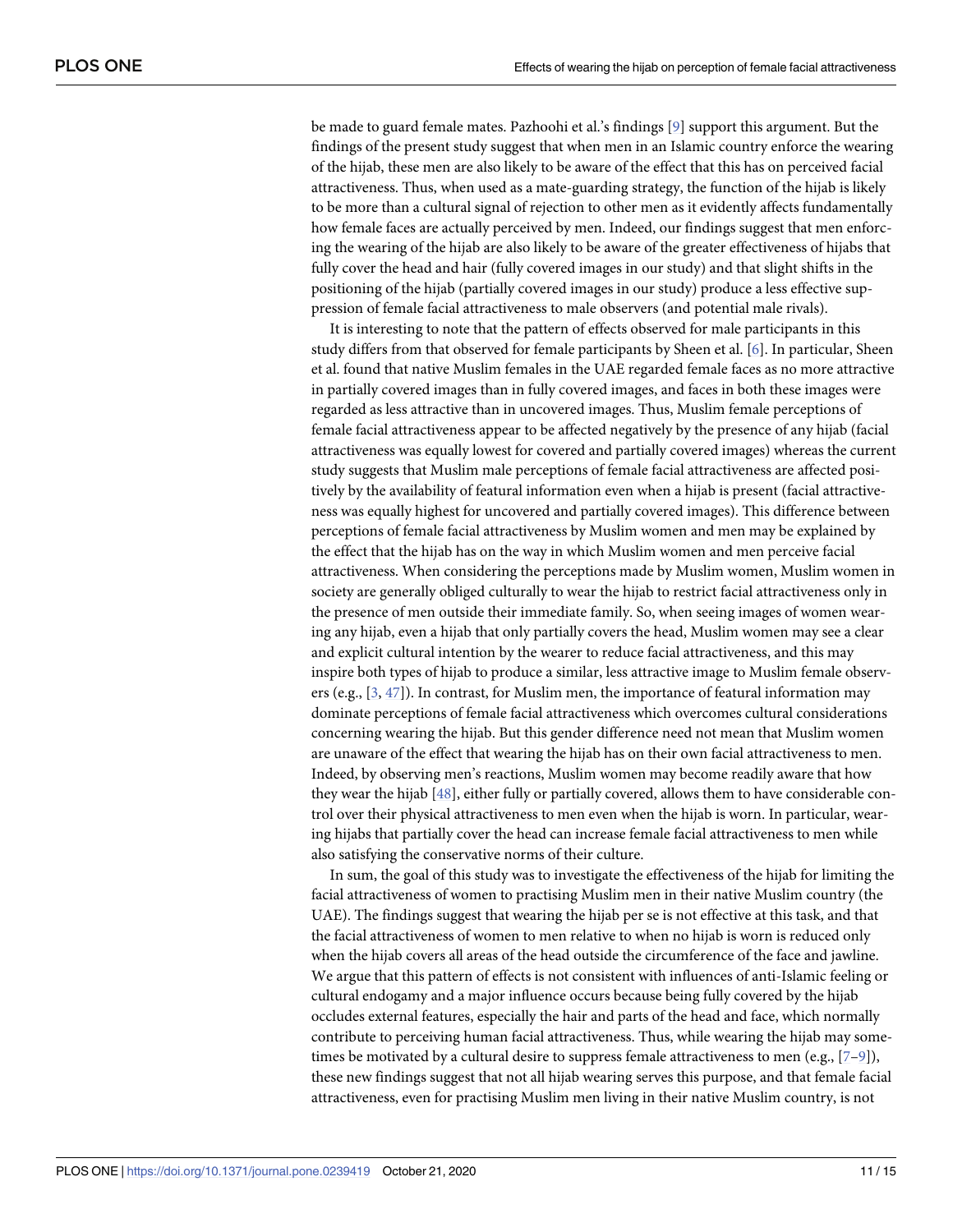be made to guard female mates. Pazhoohi et al.'s findings [9] support this argument. But the findings of the present study suggest that when men in an Islamic country enforce the wearing of the hijab, these men are also likely to be aware of the effect that this has on perceived facial attractiveness. Thus, when used as a mate-guarding strategy, the function of the hijab is likely to be more than a cultural signal of rejection to other men as it evidently affects fundamentally how female faces are actually perceived by men. Indeed, our findings suggest that men enforcing the wearing of the hijab are also likely to be aware of the greater effectiveness of hijabs that fully cover the head and hair (fully covered images in our study) and that slight shifts in the positioning of the hijab (partially covered images in our study) produce a less effective suppression of female facial attractiveness to male observers (and potential male rivals).

It is interesting to note that the pattern of effects observed for male participants in this study differs from that observed for female participants by Sheen et al. [6]. In particular, Sheen et al. found that native Muslim females in the UAE regarded female faces as no more attractive in partially covered images than in fully covered images, and faces in both these images were regarded as less attractive than in uncovered images. Thus, Muslim female perceptions of female facial attractiveness appear to be affected negatively by the presence of any hijab (facial attractiveness was equally lowest for covered and partially covered images) whereas the current study suggests that Muslim male perceptions of female facial attractiveness are affected positively by the availability of featural information even when a hijab is present (facial attractiveness was equally highest for uncovered and partially covered images). This difference between perceptions of female facial attractiveness by Muslim women and men may be explained by the effect that the hijab has on the way in which Muslim women and men perceive facial attractiveness. When considering the perceptions made by Muslim women, Muslim women in society are generally obliged culturally to wear the hijab to restrict facial attractiveness only in the presence of men outside their immediate family. So, when seeing images of women wearing any hijab, even a hijab that only partially covers the head, Muslim women may see a clear and explicit cultural intention by the wearer to reduce facial attractiveness, and this may inspire both types of hijab to produce a similar, less attractive image to Muslim female observers (e.g., [3, 47]). In contrast, for Muslim men, the importance of featural information may dominate perceptions of female facial attractiveness which overcomes cultural considerations concerning wearing the hijab. But this gender difference need not mean that Muslim women are unaware of the effect that wearing the hijab has on their own facial attractiveness to men. Indeed, by observing men's reactions, Muslim women may become readily aware that how they wear the hijab [48], either fully or partially covered, allows them to have considerable control over their physical attractiveness to men even when the hijab is worn. In particular, wearing hijabs that partially cover the head can increase female facial attractiveness to men while also satisfying the conservative norms of their culture.

In sum, the goal of this study was to investigate the effectiveness of the hijab for limiting the facial attractiveness of women to practising Muslim men in their native Muslim country (the UAE). The findings suggest that wearing the hijab per se is not effective at this task, and that the facial attractiveness of women to men relative to when no hijab is worn is reduced only when the hijab covers all areas of the head outside the circumference of the face and jawline. We argue that this pattern of effects is not consistent with influences of anti-Islamic feeling or cultural endogamy and a major influence occurs because being fully covered by the hijab occludes external features, especially the hair and parts of the head and face, which normally contribute to perceiving human facial attractiveness. Thus, while wearing the hijab may sometimes be motivated by a cultural desire to suppress female attractiveness to men (e.g., [7–9]), these new findings suggest that not all hijab wearing serves this purpose, and that female facial attractiveness, even for practising Muslim men living in their native Muslim country, is not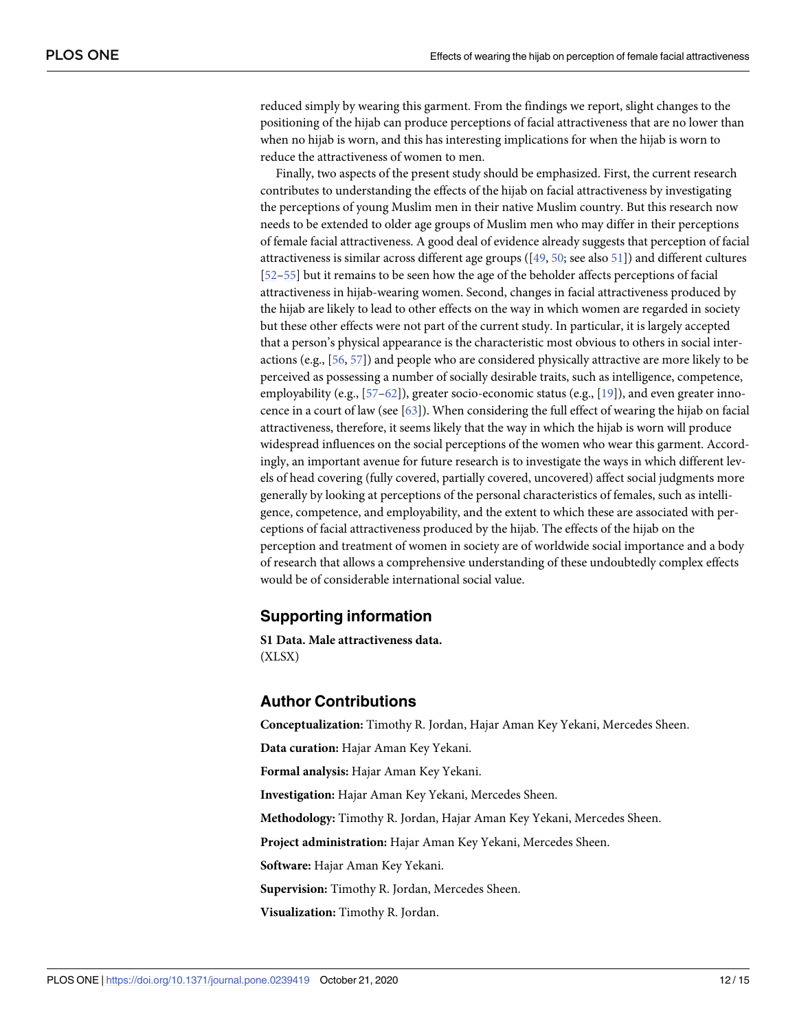reduced simply by wearing this garment. From the findings we report, slight changes to the positioning of the hijab can produce perceptions of facial attractiveness that are no lower than when no hijab is worn, and this has interesting implications for when the hijab is worn to reduce the attractiveness of women to men.

Finally, two aspects of the present study should be emphasized. First, the current research contributes to understanding the effects of the hijab on facial attractiveness by investigating the perceptions of young Muslim men in their native Muslim country. But this research now needs to be extended to older age groups of Muslim men who may differ in their perceptions of female facial attractiveness. A good deal of evidence already suggests that perception of facial attractiveness is similar across different age groups ([49, 50; see also 51]) and different cultures [52–55] but it remains to be seen how the age of the beholder affects perceptions of facial attractiveness in hijab-wearing women. Second, changes in facial attractiveness produced by the hijab are likely to lead to other effects on the way in which women are regarded in society but these other effects were not part of the current study. In particular, it is largely accepted that a person's physical appearance is the characteristic most obvious to others in social interactions (e.g., [56, 57]) and people who are considered physically attractive are more likely to be perceived as possessing a number of socially desirable traits, such as intelligence, competence, employability (e.g., [57–62]), greater socio-economic status (e.g., [19]), and even greater innocence in a court of law (see [63]). When considering the full effect of wearing the hijab on facial attractiveness, therefore, it seems likely that the way in which the hijab is worn will produce widespread influences on the social perceptions of the women who wear this garment. Accordingly, an important avenue for future research is to investigate the ways in which different levels of head covering (fully covered, partially covered, uncovered) affect social judgments more generally by looking at perceptions of the personal characteristics of females, such as intelligence, competence, and employability, and the extent to which these are associated with perceptions of facial attractiveness produced by the hijab. The effects of the hijab on the perception and treatment of women in society are of worldwide social importance and a body of research that allows a comprehensive understanding of these undoubtedly complex effects would be of considerable international social value.

## Supporting information

**S1 Data. Male attractiveness data.**
(XLSX)

## Author Contributions

**Conceptualization:** Timothy R. Jordan, Hajar Aman Key Yekani, Mercedes Sheen.

**Data curation:** Hajar Aman Key Yekani.

**Formal analysis:** Hajar Aman Key Yekani.

**Investigation:** Hajar Aman Key Yekani, Mercedes Sheen.

**Methodology:** Timothy R. Jordan, Hajar Aman Key Yekani, Mercedes Sheen.

**Project administration:** Hajar Aman Key Yekani, Mercedes Sheen.

**Software:** Hajar Aman Key Yekani.

**Supervision:** Timothy R. Jordan, Mercedes Sheen.

**Visualization:** Timothy R. Jordan.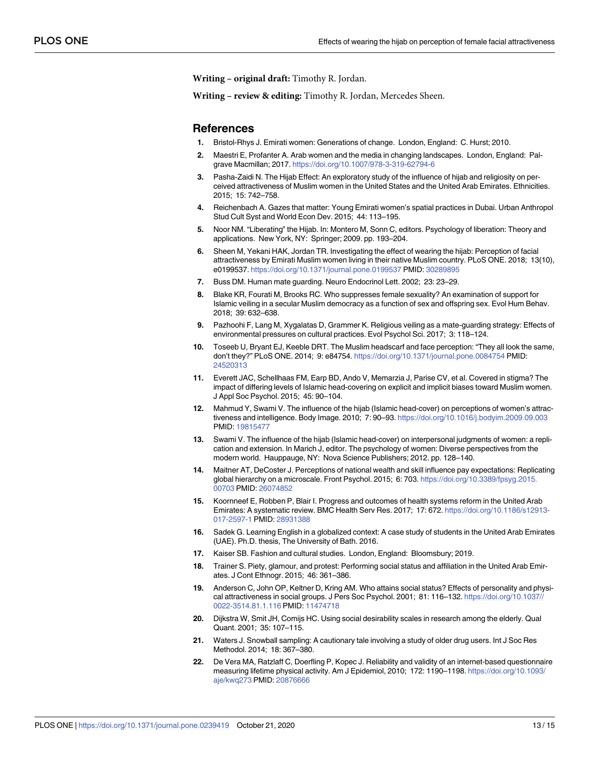**Writing – original draft:** Timothy R. Jordan.

**Writing – review & editing:** Timothy R. Jordan, Mercedes Sheen.

## References

1. Bristol-Rhys J. Emirati women: Generations of change. London, England: C. Hurst; 2010.
2. Maestri E, Profanter A. Arab women and the media in changing landscapes. London, England: Palgrave Macmillan; 2017. https://doi.org/10.1007/978-3-319-62794-6
3. Pasha-Zaidi N. The Hijab Effect: An exploratory study of the influence of hijab and religiosity on perceived attractiveness of Muslim women in the United States and the United Arab Emirates. Ethnicities. 2015; 15: 742–758.
4. Reichenbach A. Gazes that matter: Young Emirati women's spatial practices in Dubai. Urban Anthropol Stud Cult Syst and World Econ Dev. 2015; 44: 113–195.
5. Noor NM. "Liberating" the Hijab. In: Montero M, Sonn C, editors. Psychology of liberation: Theory and applications. New York, NY: Springer; 2009. pp. 193–204.
6. Sheen M, Yekani HAK, Jordan TR. Investigating the effect of wearing the hijab: Perception of facial attractiveness by Emirati Muslim women living in their native Muslim country. PLoS ONE. 2018; 13(10), e0199537. https://doi.org/10.1371/journal.pone.0199537 PMID: 30289895
7. Buss DM. Human mate guarding. Neuro Endocrinol Lett. 2002; 23: 23–29.
8. Blake KR, Fourati M, Brooks RC. Who suppresses female sexuality? An examination of support for Islamic veiling in a secular Muslim democracy as a function of sex and offspring sex. Evol Hum Behav. 2018; 39: 632–638.
9. Pazhoohi F, Lang M, Xygalatas D, Grammer K. Religious veiling as a mate-guarding strategy: Effects of environmental pressures on cultural practices. Evol Psychol Sci. 2017; 3: 118–124.
10. Toseeb U, Bryant EJ, Keeble DRT. The Muslim headscarf and face perception: "They all look the same, don't they?" PLoS ONE. 2014; 9: e84754. https://doi.org/10.1371/journal.pone.0084754 PMID: 24520313
11. Everett JAC, Schellhaas FM, Earp BD, Ando V, Memarzia J, Parise CV, et al. Covered in stigma? The impact of differing levels of Islamic head-covering on explicit and implicit biases toward Muslim women. J Appl Soc Psychol. 2015; 45: 90–104.
12. Mahmud Y, Swami V. The influence of the hijab (Islamic head-cover) on perceptions of women's attractiveness and intelligence. Body Image. 2010; 7: 90–93. https://doi.org/10.1016/j.bodyim.2009.09.003 PMID: 19815477
13. Swami V. The influence of the hijab (Islamic head-cover) on interpersonal judgments of women: a replication and extension. In Marich J, editor. The psychology of women: Diverse perspectives from the modern world. Hauppauge, NY: Nova Science Publishers; 2012. pp. 128–140.
14. Maitner AT, DeCoster J. Perceptions of national wealth and skill influence pay expectations: Replicating global hierarchy on a microscale. Front Psychol. 2015; 6: 703. https://doi.org/10.3389/fpsyg.2015.00703 PMID: 26074852
15. Koornneef E, Robben P, Blair I. Progress and outcomes of health systems reform in the United Arab Emirates: A systematic review. BMC Health Serv Res. 2017; 17: 672. https://doi.org/10.1186/s12913-017-2597-1 PMID: 28931388
16. Sadek G. Learning English in a globalized context: A case study of students in the United Arab Emirates (UAE). Ph.D. thesis, The University of Bath. 2016.
17. Kaiser SB. Fashion and cultural studies. London, England: Bloomsbury; 2019.
18. Trainer S. Piety, glamour, and protest: Performing social status and affiliation in the United Arab Emirates. J Cont Ethnogr. 2015; 46: 361–386.
19. Anderson C, John OP, Keltner D, Kring AM. Who attains social status? Effects of personality and physical attractiveness in social groups. J Pers Soc Psychol. 2001; 81: 116–132. https://doi.org/10.1037//0022-3514.81.1.116 PMID: 11474718
20. Dijkstra W, Smit JH, Comijs HC. Using social desirability scales in research among the elderly. Qual Quant. 2001; 35: 107–115.
21. Waters J. Snowball sampling: A cautionary tale involving a study of older drug users. Int J Soc Res Methodol. 2014; 18: 367–380.
22. De Vera MA, Ratzlaff C, Doerfling P, Kopec J. Reliability and validity of an internet-based questionnaire measuring lifetime physical activity. Am J Epidemiol, 2010; 172: 1190–1198. https://doi.org/10.1093/aje/kwq273 PMID: 20876666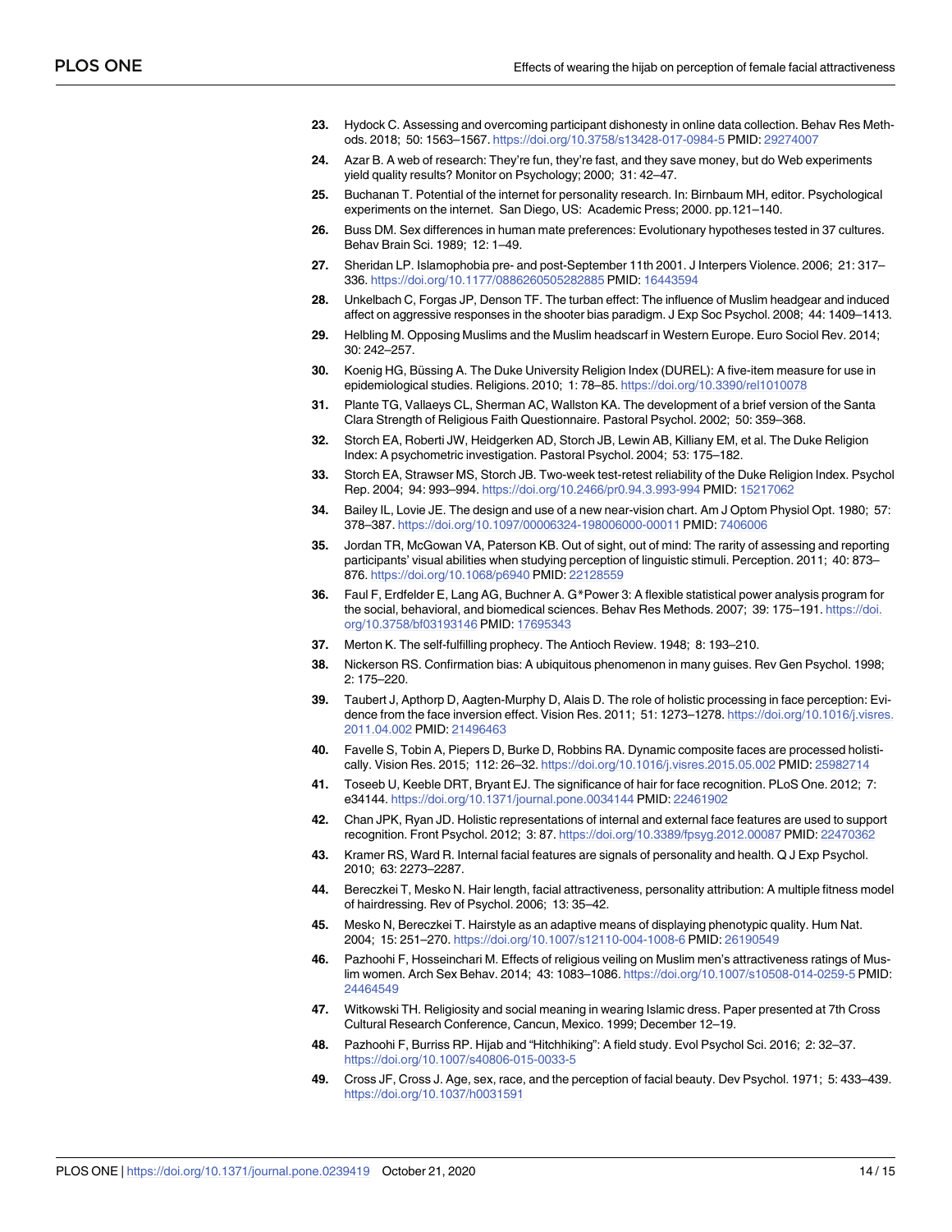23. Hydock C. Assessing and overcoming participant dishonesty in online data collection. Behav Res Methods. 2018; 50: 1563–1567. https://doi.org/10.3758/s13428-017-0984-5 PMID: 29274007
24. Azar B. A web of research: They're fun, they're fast, and they save money, but do Web experiments yield quality results? Monitor on Psychology; 2000; 31: 42–47.
25. Buchanan T. Potential of the internet for personality research. In: Birnbaum MH, editor. Psychological experiments on the internet. San Diego, US: Academic Press; 2000. pp.121–140.
26. Buss DM. Sex differences in human mate preferences: Evolutionary hypotheses tested in 37 cultures. Behav Brain Sci. 1989; 12: 1–49.
27. Sheridan LP. Islamophobia pre- and post-September 11th 2001. J Interpers Violence. 2006; 21: 317–336. https://doi.org/10.1177/0886260505282885 PMID: 16443594
28. Unkelbach C, Forgas JP, Denson TF. The turban effect: The influence of Muslim headgear and induced affect on aggressive responses in the shooter bias paradigm. J Exp Soc Psychol. 2008; 44: 1409–1413.
29. Helbling M. Opposing Muslims and the Muslim headscarf in Western Europe. Euro Sociol Rev. 2014; 30: 242–257.
30. Koenig HG, Büssing A. The Duke University Religion Index (DUREL): A five-item measure for use in epidemiological studies. Religions. 2010; 1: 78–85. https://doi.org/10.3390/rel1010078
31. Plante TG, Vallaeys CL, Sherman AC, Wallston KA. The development of a brief version of the Santa Clara Strength of Religious Faith Questionnaire. Pastoral Psychol. 2002; 50: 359–368.
32. Storch EA, Roberti JW, Heidgerken AD, Storch JB, Lewin AB, Killiany EM, et al. The Duke Religion Index: A psychometric investigation. Pastoral Psychol. 2004; 53: 175–182.
33. Storch EA, Strawser MS, Storch JB. Two-week test-retest reliability of the Duke Religion Index. Psychol Rep. 2004; 94: 993–994. https://doi.org/10.2466/pr0.94.3.993-994 PMID: 15217062
34. Bailey IL, Lovie JE. The design and use of a new near-vision chart. Am J Optom Physiol Opt. 1980; 57: 378–387. https://doi.org/10.1097/00006324-198006000-00011 PMID: 7406006
35. Jordan TR, McGowan VA, Paterson KB. Out of sight, out of mind: The rarity of assessing and reporting participants' visual abilities when studying perception of linguistic stimuli. Perception. 2011; 40: 873–876. https://doi.org/10.1068/p6940 PMID: 22128559
36. Faul F, Erdfelder E, Lang AG, Buchner A. G*Power 3: A flexible statistical power analysis program for the social, behavioral, and biomedical sciences. Behav Res Methods. 2007; 39: 175–191. https://doi.org/10.3758/bf03193146 PMID: 17695343
37. Merton K. The self-fulfilling prophecy. The Antioch Review. 1948; 8: 193–210.
38. Nickerson RS. Confirmation bias: A ubiquitous phenomenon in many guises. Rev Gen Psychol. 1998; 2: 175–220.
39. Taubert J, Apthorp D, Aagten-Murphy D, Alais D. The role of holistic processing in face perception: Evidence from the face inversion effect. Vision Res. 2011; 51: 1273–1278. https://doi.org/10.1016/j.visres.2011.04.002 PMID: 21496463
40. Favelle S, Tobin A, Piepers D, Burke D, Robbins RA. Dynamic composite faces are processed holistically. Vision Res. 2015; 112: 26–32. https://doi.org/10.1016/j.visres.2015.05.002 PMID: 25982714
41. Toseeb U, Keeble DRT, Bryant EJ. The significance of hair for face recognition. PLoS One. 2012; 7: e34144. https://doi.org/10.1371/journal.pone.0034144 PMID: 22461902
42. Chan JPK, Ryan JD. Holistic representations of internal and external face features are used to support recognition. Front Psychol. 2012; 3: 87. https://doi.org/10.3389/fpsyg.2012.00087 PMID: 22470362
43. Kramer RS, Ward R. Internal facial features are signals of personality and health. Q J Exp Psychol. 2010; 63: 2273–2287.
44. Bereczkei T, Mesko N. Hair length, facial attractiveness, personality attribution: A multiple fitness model of hairdressing. Rev of Psychol. 2006; 13: 35–42.
45. Mesko N, Bereczkei T. Hairstyle as an adaptive means of displaying phenotypic quality. Hum Nat. 2004; 15: 251–270. https://doi.org/10.1007/s12110-004-1008-6 PMID: 26190549
46. Pazhoohi F, Hosseinchari M. Effects of religious veiling on Muslim men's attractiveness ratings of Muslim women. Arch Sex Behav. 2014; 43: 1083–1086. https://doi.org/10.1007/s10508-014-0259-5 PMID: 24464549
47. Witkowski TH. Religiosity and social meaning in wearing Islamic dress. Paper presented at 7th Cross Cultural Research Conference, Cancun, Mexico. 1999; December 12–19.
48. Pazhoohi F, Burriss RP. Hijab and "Hitchhiking": A field study. Evol Psychol Sci. 2016; 2: 32–37. https://doi.org/10.1007/s40806-015-0033-5
49. Cross JF, Cross J. Age, sex, race, and the perception of facial beauty. Dev Psychol. 1971; 5: 433–439. https://doi.org/10.1037/h0031591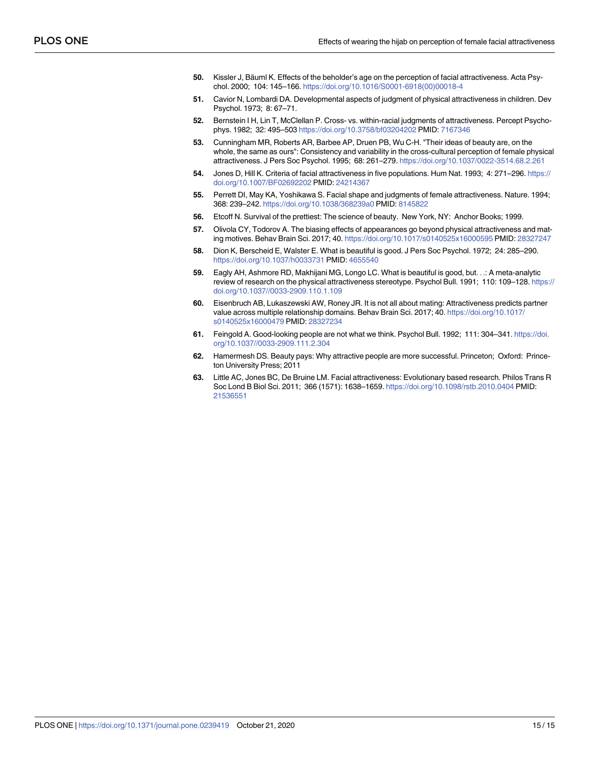50. Kissler J, Bäuml K. Effects of the beholder's age on the perception of facial attractiveness. Acta Psychol. 2000; 104: 145–166. https://doi.org/10.1016/S0001-6918(00)00018-4
51. Cavior N, Lombardi DA. Developmental aspects of judgment of physical attractiveness in children. Dev Psychol. 1973; 8: 67–71.
52. Bernstein I H, Lin T, McClellan P. Cross- vs. within-racial judgments of attractiveness. Percept Psychophys. 1982; 32: 495–503 https://doi.org/10.3758/bf03204202 PMID: 7167346
53. Cunningham MR, Roberts AR, Barbee AP, Druen PB, Wu C-H. "Their ideas of beauty are, on the whole, the same as ours": Consistency and variability in the cross-cultural perception of female physical attractiveness. J Pers Soc Psychol. 1995; 68: 261–279. https://doi.org/10.1037/0022-3514.68.2.261
54. Jones D, Hill K. Criteria of facial attractiveness in five populations. Hum Nat. 1993; 4: 271–296. https://doi.org/10.1007/BF02692202 PMID: 24214367
55. Perrett DI, May KA, Yoshikawa S. Facial shape and judgments of female attractiveness. Nature. 1994; 368: 239–242. https://doi.org/10.1038/368239a0 PMID: 8145822
56. Etcoff N. Survival of the prettiest: The science of beauty. New York, NY: Anchor Books; 1999.
57. Olivola CY, Todorov A. The biasing effects of appearances go beyond physical attractiveness and mating motives. Behav Brain Sci. 2017; 40. https://doi.org/10.1017/s0140525x16000595 PMID: 28327247
58. Dion K, Berscheid E, Walster E. What is beautiful is good. J Pers Soc Psychol. 1972; 24: 285–290. https://doi.org/10.1037/h0033731 PMID: 4655540
59. Eagly AH, Ashmore RD, Makhijani MG, Longo LC. What is beautiful is good, but. . .: A meta-analytic review of research on the physical attractiveness stereotype. Psychol Bull. 1991; 110: 109–128. https://doi.org/10.1037//0033-2909.110.1.109
60. Eisenbruch AB, Lukaszewski AW, Roney JR. It is not all about mating: Attractiveness predicts partner value across multiple relationship domains. Behav Brain Sci. 2017; 40. https://doi.org/10.1017/s0140525x16000479 PMID: 28327234
61. Feingold A. Good-looking people are not what we think. Psychol Bull. 1992; 111: 304–341. https://doi.org/10.1037//0033-2909.111.2.304
62. Hamermesh DS. Beauty pays: Why attractive people are more successful. Princeton; Oxford: Princeton University Press; 2011
63. Little AC, Jones BC, De Bruine LM. Facial attractiveness: Evolutionary based research. Philos Trans R Soc Lond B Biol Sci. 2011; 366 (1571): 1638–1659. https://doi.org/10.1098/rstb.2010.0404 PMID: 21536551